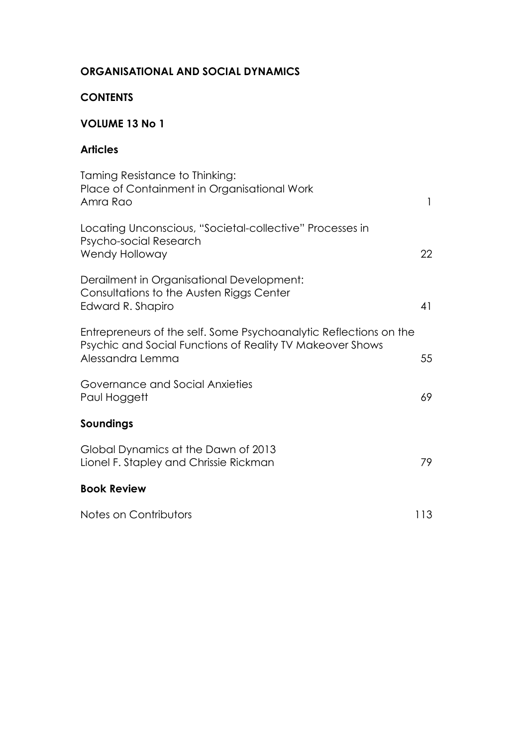# ORGANISATIONAL AND SOCIAL DYNAMICS

## CONTENTS

## VOLUME 13 No 1

### Articles

| | |
|---|---|
| Taming Resistance to Thinking: Place of Containment in Organisational Work<br>Amra Rao | 1 |
| Locating Unconscious, "Societal-collective" Processes in Psycho-social Research<br>Wendy Holloway | 22 |
| Derailment in Organisational Development: Consultations to the Austen Riggs Center<br>Edward R. Shapiro | 41 |
| Entrepreneurs of the self. Some Psychoanalytic Reflections on the Psychic and Social Functions of Reality TV Makeover Shows<br>Alessandra Lemma | 55 |
| Governance and Social Anxieties<br>Paul Hoggett | 69 |

### Soundings

| | |
|---|---|
| Global Dynamics at the Dawn of 2013<br>Lionel F. Stapley and Chrissie Rickman | 79 |

### Book Review

| | |
|---|---|
| Notes on Contributors | 113 |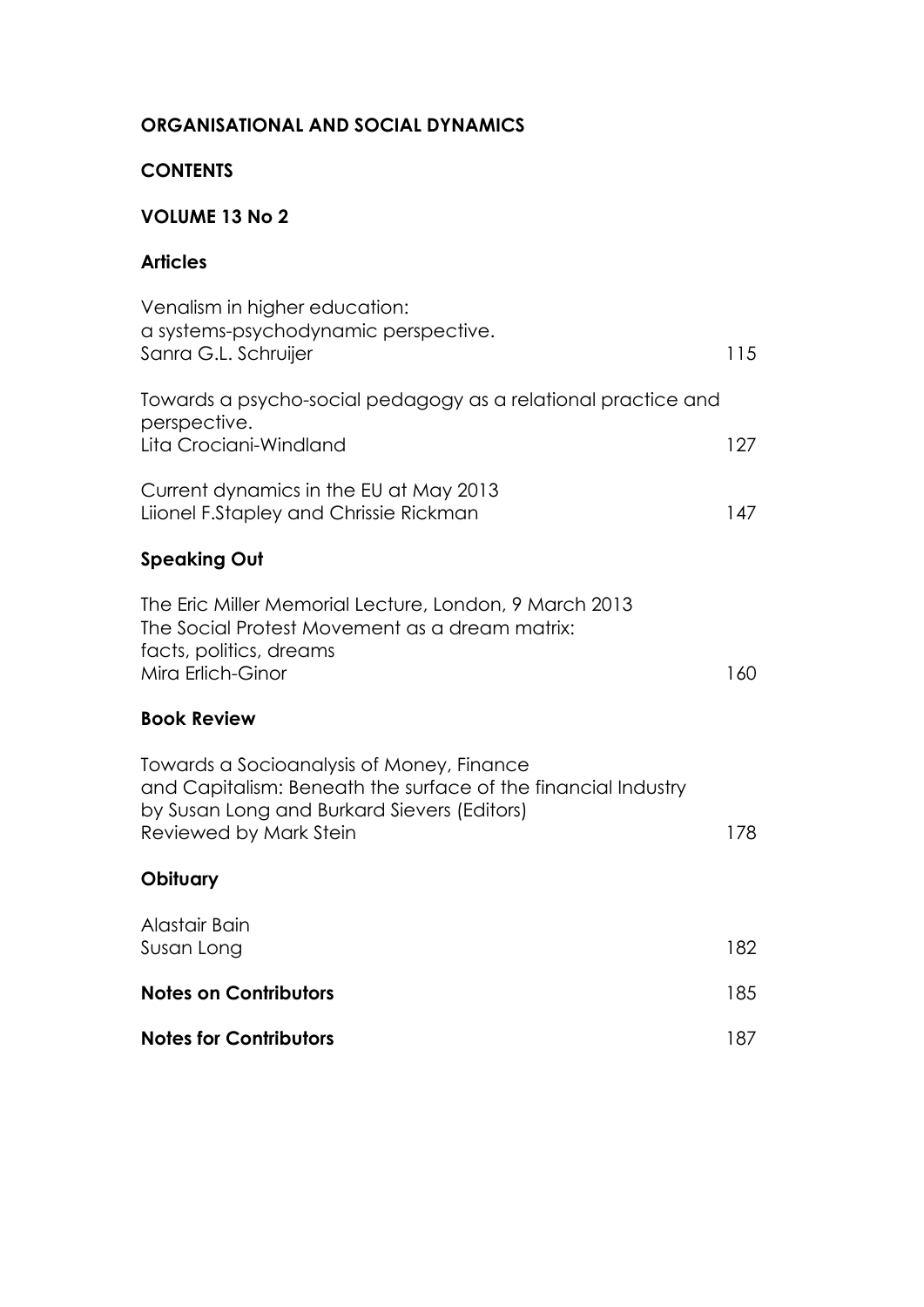**ORGANISATIONAL AND SOCIAL DYNAMICS**

**CONTENTS**

**VOLUME 13 No 2**

**Articles**

Venalism in higher education:
a systems-psychodynamic perspective.
Sanra G.L. Schruijer 115

Towards a psycho-social pedagogy as a relational practice and perspective.
Lita Crociani-Windland 127

Current dynamics in the EU at May 2013
Liionel F.Stapley and Chrissie Rickman 147

**Speaking Out**

The Eric Miller Memorial Lecture, London, 9 March 2013
The Social Protest Movement as a dream matrix:
facts, politics, dreams
Mira Erlich-Ginor 160

**Book Review**

Towards a Socioanalysis of Money, Finance and Capitalism: Beneath the surface of the financial Industry
by Susan Long and Burkard Sievers (Editors)
Reviewed by Mark Stein 178

**Obituary**

Alastair Bain
Susan Long 182

**Notes on Contributors** 185

**Notes for Contributors** 187